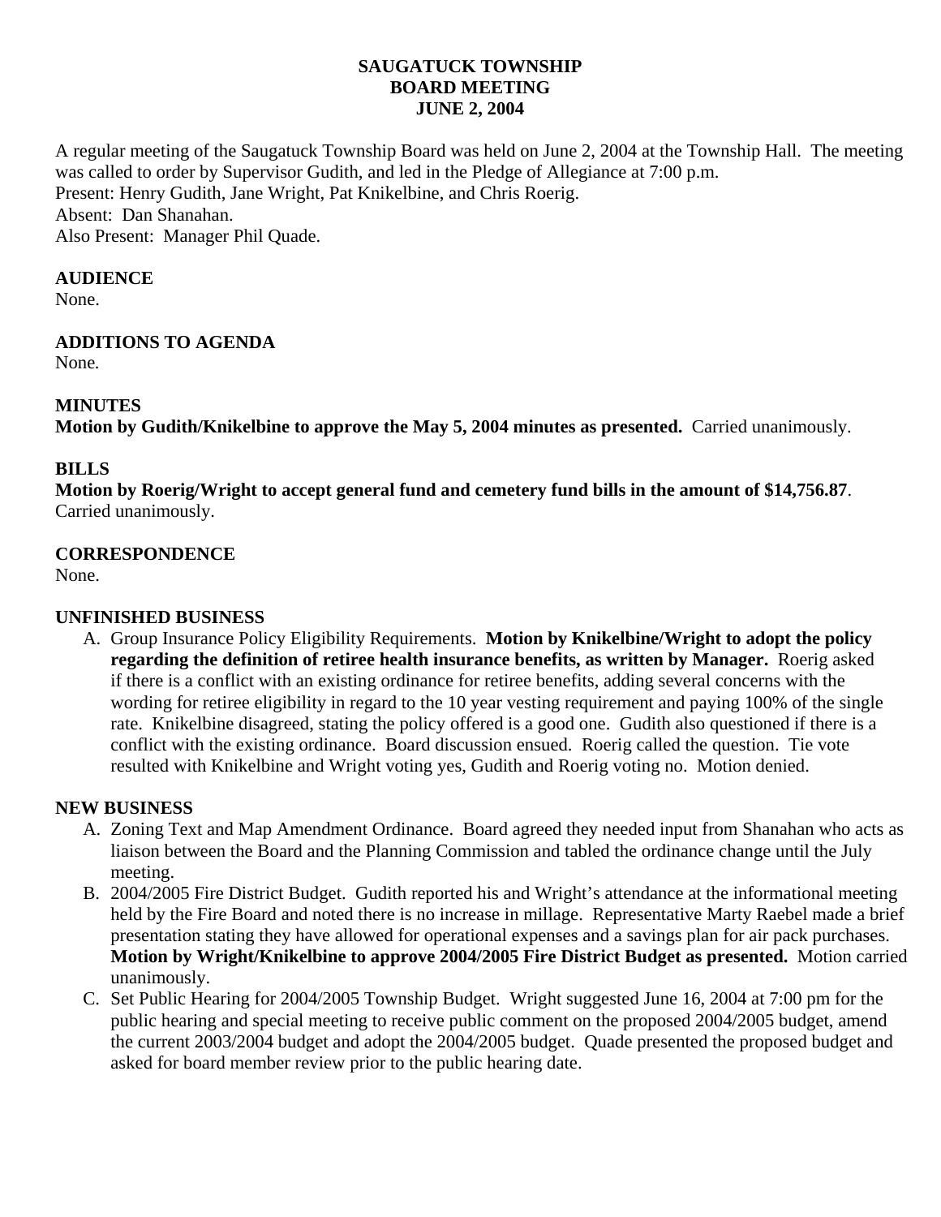# SAUGATUCK TOWNSHIP
# BOARD MEETING
# JUNE 2, 2004

A regular meeting of the Saugatuck Township Board was held on June 2, 2004 at the Township Hall. The meeting was called to order by Supervisor Gudith, and led in the Pledge of Allegiance at 7:00 p.m.
Present: Henry Gudith, Jane Wright, Pat Knikelbine, and Chris Roerig.
Absent: Dan Shanahan.
Also Present: Manager Phil Quade.

**AUDIENCE**
None.

**ADDITIONS TO AGENDA**
None.

**MINUTES**
**Motion by Gudith/Knikelbine to approve the May 5, 2004 minutes as presented.** Carried unanimously.

**BILLS**
**Motion by Roerig/Wright to accept general fund and cemetery fund bills in the amount of $14,756.87**. Carried unanimously.

**CORRESPONDENCE**
None.

**UNFINISHED BUSINESS**

A. Group Insurance Policy Eligibility Requirements. **Motion by Knikelbine/Wright to adopt the policy regarding the definition of retiree health insurance benefits, as written by Manager.** Roerig asked if there is a conflict with an existing ordinance for retiree benefits, adding several concerns with the wording for retiree eligibility in regard to the 10 year vesting requirement and paying 100% of the single rate. Knikelbine disagreed, stating the policy offered is a good one. Gudith also questioned if there is a conflict with the existing ordinance. Board discussion ensued. Roerig called the question. Tie vote resulted with Knikelbine and Wright voting yes, Gudith and Roerig voting no. Motion denied.

**NEW BUSINESS**

A. Zoning Text and Map Amendment Ordinance. Board agreed they needed input from Shanahan who acts as liaison between the Board and the Planning Commission and tabled the ordinance change until the July meeting.
B. 2004/2005 Fire District Budget. Gudith reported his and Wright's attendance at the informational meeting held by the Fire Board and noted there is no increase in millage. Representative Marty Raebel made a brief presentation stating they have allowed for operational expenses and a savings plan for air pack purchases. **Motion by Wright/Knikelbine to approve 2004/2005 Fire District Budget as presented.** Motion carried unanimously.
C. Set Public Hearing for 2004/2005 Township Budget. Wright suggested June 16, 2004 at 7:00 pm for the public hearing and special meeting to receive public comment on the proposed 2004/2005 budget, amend the current 2003/2004 budget and adopt the 2004/2005 budget. Quade presented the proposed budget and asked for board member review prior to the public hearing date.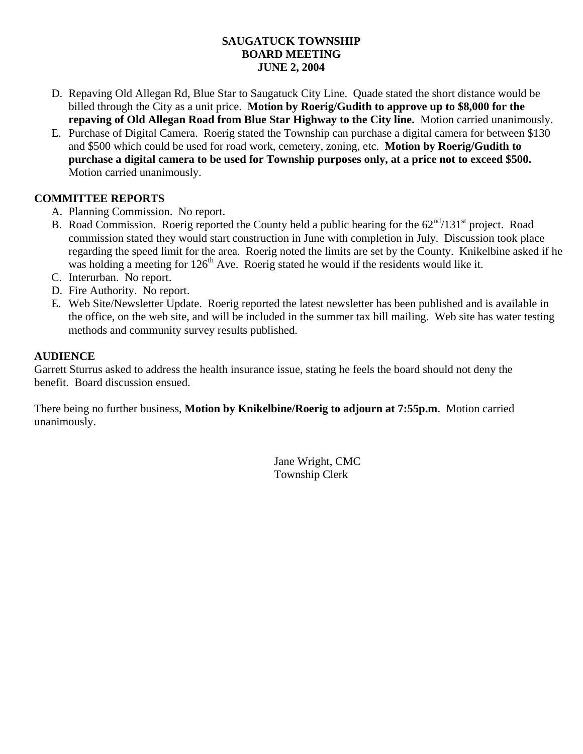D. Repaving Old Allegan Rd, Blue Star to Saugatuck City Line. Quade stated the short distance would be billed through the City as a unit price. **Motion by Roerig/Gudith to approve up to $8,000 for the repaving of Old Allegan Road from Blue Star Highway to the City line.** Motion carried unanimously.
E. Purchase of Digital Camera. Roerig stated the Township can purchase a digital camera for between $130 and $500 which could be used for road work, cemetery, zoning, etc. **Motion by Roerig/Gudith to purchase a digital camera to be used for Township purposes only, at a price not to exceed $500.** Motion carried unanimously.

## COMMITTEE REPORTS

A. Planning Commission. No report.
B. Road Commission. Roerig reported the County held a public hearing for the 62nd/131st project. Road commission stated they would start construction in June with completion in July. Discussion took place regarding the speed limit for the area. Roerig noted the limits are set by the County. Knikelbine asked if he was holding a meeting for 126th Ave. Roerig stated he would if the residents would like it.
C. Interurban. No report.
D. Fire Authority. No report.
E. Web Site/Newsletter Update. Roerig reported the latest newsletter has been published and is available in the office, on the web site, and will be included in the summer tax bill mailing. Web site has water testing methods and community survey results published.

## AUDIENCE

Garrett Sturrus asked to address the health insurance issue, stating he feels the board should not deny the benefit. Board discussion ensued.

There being no further business, **Motion by Knikelbine/Roerig to adjourn at 7:55p.m**. Motion carried unanimously.

Jane Wright, CMC
Township Clerk